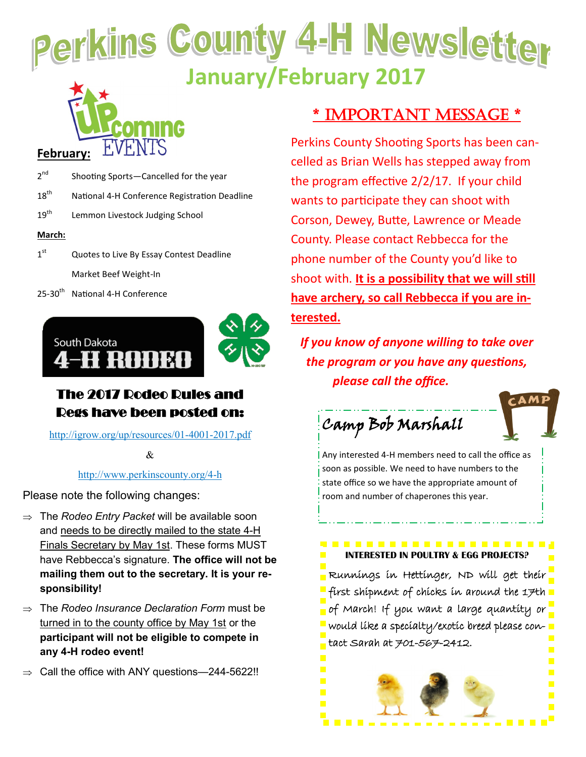# Perkins County 4-H Newsletter

## January/February 2017

## Upcoming Events

**February:**

| | |
|---|---|
| 2nd | Shooting Sports—Cancelled for the year |
| 18th | National 4-H Conference Registration Deadline |
| 19th | Lemmon Livestock Judging School |

**March:**

| | |
|---|---|
| 1st | Quotes to Live By Essay Contest Deadline |
| | Market Beef Weight-In |
| 25-30th | National 4-H Conference |

South Dakota 4-H RODEO

### The 2017 Rodeo Rules and Regs have been posted on:

http://igrow.org/up/resources/01-4001-2017.pdf

&

http://www.perkinscounty.org/4-h

Please note the following changes:

- The *Rodeo Entry Packet* will be available soon and needs to be directly mailed to the state 4-H Finals Secretary by May 1st. These forms MUST have Rebbecca's signature. **The office will not be mailing them out to the secretary. It is your responsibility!**
- The *Rodeo Insurance Declaration Form* must be turned in to the county office by May 1st or the **participant will not be eligible to compete in any 4-H rodeo event!**
- Call the office with ANY questions—244-5622!!

## * IMPORTANT MESSAGE *

Perkins County Shooting Sports has been cancelled as Brian Wells has stepped away from the program effective 2/2/17. If your child wants to participate they can shoot with Corson, Dewey, Butte, Lawrence or Meade County. Please contact Rebbecca for the phone number of the County you'd like to shoot with. **It is a possibility that we will still have archery, so call Rebbecca if you are interested.**

***If you know of anyone willing to take over the program or you have any questions, please call the office.***

## Camp Bob Marshall

Any interested 4-H members need to call the office as soon as possible. We need to have numbers to the state office so we have the appropriate amount of room and number of chaperones this year.

**INTERESTED IN POULTRY & EGG PROJECTS?**

Runnings in Hettinger, ND will get their first shipment of chicks in around the 17th of March! If you want a large quantity or would like a specialty/exotic breed please contact Sarah at 701-567-2412.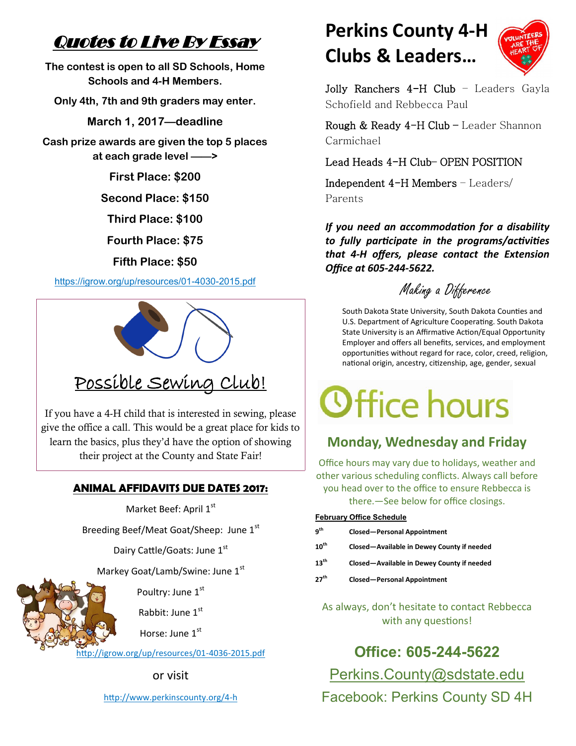# Quotes to Live By Essay

**The contest is open to all SD Schools, Home Schools and 4-H Members.**

**Only 4th, 7th and 9th graders may enter.**

**March 1, 2017—deadline**

**Cash prize awards are given the top 5 places at each grade level ——>**

**First Place: $200**

**Second Place: $150**

**Third Place: $100**

**Fourth Place: $75**

**Fifth Place: $50**

https://igrow.org/up/resources/01-4030-2015.pdf

## Possible Sewing Club!

If you have a 4-H child that is interested in sewing, please give the office a call. This would be a great place for kids to learn the basics, plus they'd have the option of showing their project at the County and State Fair!

## ANIMAL AFFIDAVITS DUE DATES 2017:

Market Beef: April 1st

Breeding Beef/Meat Goat/Sheep: June 1st

Dairy Cattle/Goats: June 1st

Markey Goat/Lamb/Swine: June 1st

Poultry: June 1st

Rabbit: June 1st

Horse: June 1st

http://igrow.org/up/resources/01-4036-2015.pdf

or visit

http://www.perkinscounty.org/4-h

# Perkins County 4-H Clubs & Leaders…

VOLUNTEERS ARE THE HEART OF 4-H

Jolly Ranchers 4-H Club – Leaders Gayla Schofield and Rebbecca Paul

Rough & Ready 4-H Club – Leader Shannon Carmichael

Lead Heads 4-H Club– OPEN POSITION

Independent 4-H Members – Leaders/ Parents

***If you need an accommodation for a disability to fully participate in the programs/activities that 4-H offers, please contact the Extension Office at 605-244-5622.***

*Making a Difference*

South Dakota State University, South Dakota Counties and U.S. Department of Agriculture Cooperating. South Dakota State University is an Affirmative Action/Equal Opportunity Employer and offers all benefits, services, and employment opportunities without regard for race, color, creed, religion, national origin, ancestry, citizenship, age, gender, sexual

# Office hours

## Monday, Wednesday and Friday

Office hours may vary due to holidays, weather and other various scheduling conflicts. Always call before you head over to the office to ensure Rebbecca is there.—See below for office closings.

**February Office Schedule**

| | |
|---|---|
| 9th | **Closed—Personal Appointment** |
| 10th | **Closed—Available in Dewey County if needed** |
| 13th | **Closed—Available in Dewey County if needed** |
| 27th | **Closed—Personal Appointment** |

As always, don't hesitate to contact Rebbecca with any questions!

**Office: 605-244-5622**

Perkins.County@sdstate.edu

Facebook: Perkins County SD 4H